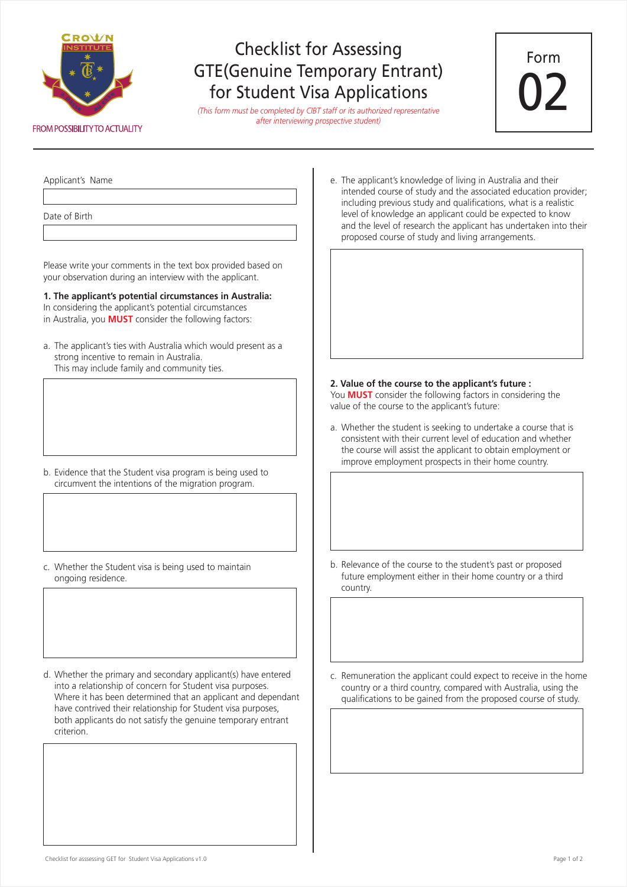FROM POSSIBILITY TO ACTUALITY

# Checklist for Assessing GTE(Genuine Temporary Entrant) for Student Visa Applications

*(This form must be completed by CIBT staff or its authorized representative after interviewing prospective student)*

Form 02

Applicant's Name

Date of Birth

Please write your comments in the text box provided based on your observation during an interview with the applicant.

**1. The applicant's potential circumstances in Australia:**
In considering the applicant's potential circumstances in Australia, you **MUST** consider the following factors:

a. The applicant's ties with Australia which would present as a strong incentive to remain in Australia. This may include family and community ties.

b. Evidence that the Student visa program is being used to circumvent the intentions of the migration program.

c. Whether the Student visa is being used to maintain ongoing residence.

d. Whether the primary and secondary applicant(s) have entered into a relationship of concern for Student visa purposes. Where it has been determined that an applicant and dependant have contrived their relationship for Student visa purposes, both applicants do not satisfy the genuine temporary entrant criterion.

e. The applicant's knowledge of living in Australia and their intended course of study and the associated education provider; including previous study and qualifications, what is a realistic level of knowledge an applicant could be expected to know and the level of research the applicant has undertaken into their proposed course of study and living arrangements.

**2. Value of the course to the applicant's future :**
You **MUST** consider the following factors in considering the value of the course to the applicant's future:

a. Whether the student is seeking to undertake a course that is consistent with their current level of education and whether the course will assist the applicant to obtain employment or improve employment prospects in their home country.

b. Relevance of the course to the student's past or proposed future employment either in their home country or a third country.

c. Remuneration the applicant could expect to receive in the home country or a third country, compared with Australia, using the qualifications to be gained from the proposed course of study.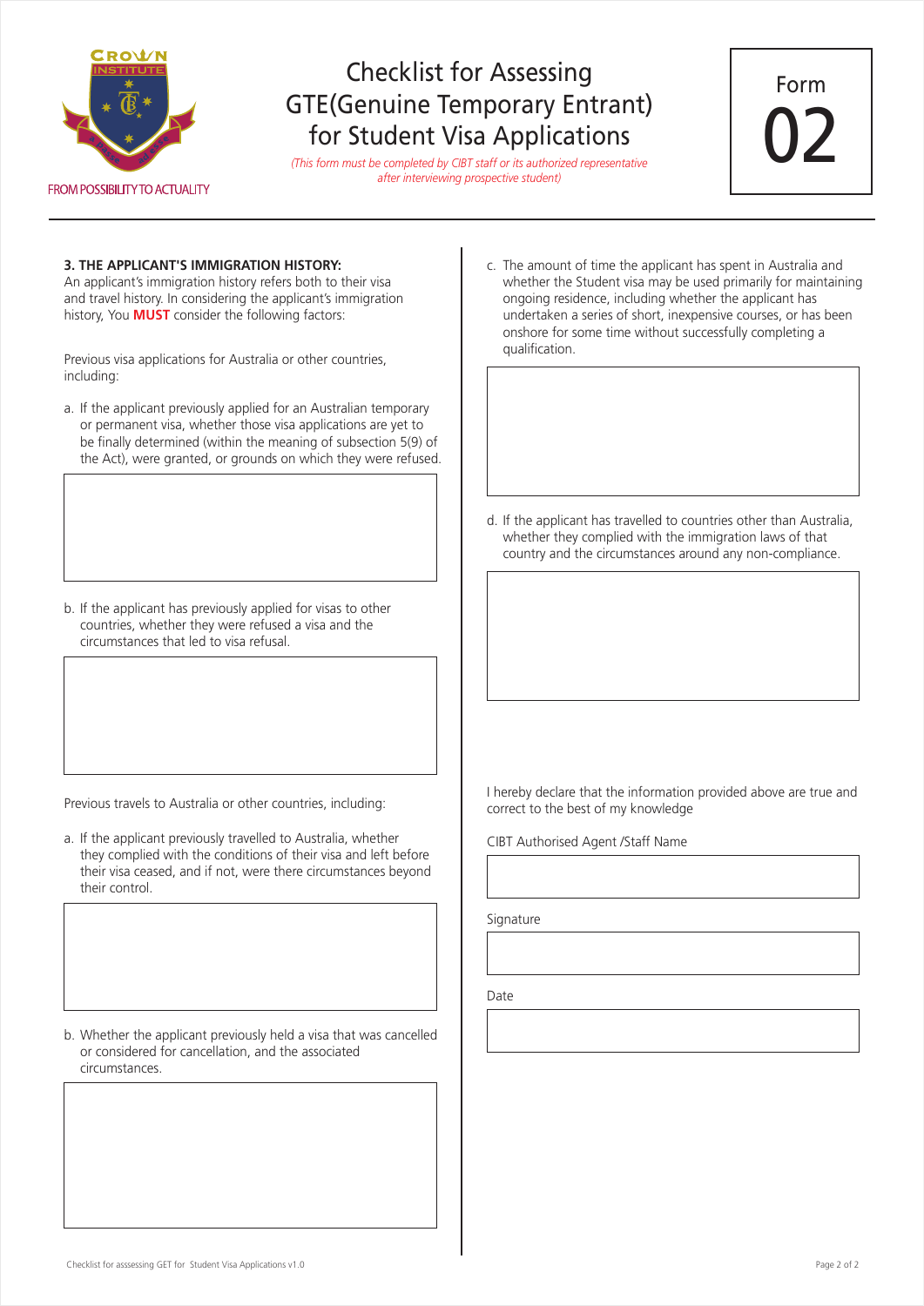# Checklist for Assessing GTE(Genuine Temporary Entrant) for Student Visa Applications

*(This form must be completed by CIBT staff or its authorized representative after interviewing prospective student)*

Form 02

FROM POSSIBILITY TO ACTUALITY

**3. THE APPLICANT'S IMMIGRATION HISTORY:**

An applicant's immigration history refers both to their visa and travel history. In considering the applicant's immigration history, You **MUST** consider the following factors:

Previous visa applications for Australia or other countries, including:

a. If the applicant previously applied for an Australian temporary or permanent visa, whether those visa applications are yet to be finally determined (within the meaning of subsection 5(9) of the Act), were granted, or grounds on which they were refused.

b. If the applicant has previously applied for visas to other countries, whether they were refused a visa and the circumstances that led to visa refusal.

Previous travels to Australia or other countries, including:

a. If the applicant previously travelled to Australia, whether they complied with the conditions of their visa and left before their visa ceased, and if not, were there circumstances beyond their control.

b. Whether the applicant previously held a visa that was cancelled or considered for cancellation, and the associated circumstances.

c. The amount of time the applicant has spent in Australia and whether the Student visa may be used primarily for maintaining ongoing residence, including whether the applicant has undertaken a series of short, inexpensive courses, or has been onshore for some time without successfully completing a qualification.

d. If the applicant has travelled to countries other than Australia, whether they complied with the immigration laws of that country and the circumstances around any non-compliance.

I hereby declare that the information provided above are true and correct to the best of my knowledge

CIBT Authorised Agent /Staff Name

Signature

Date